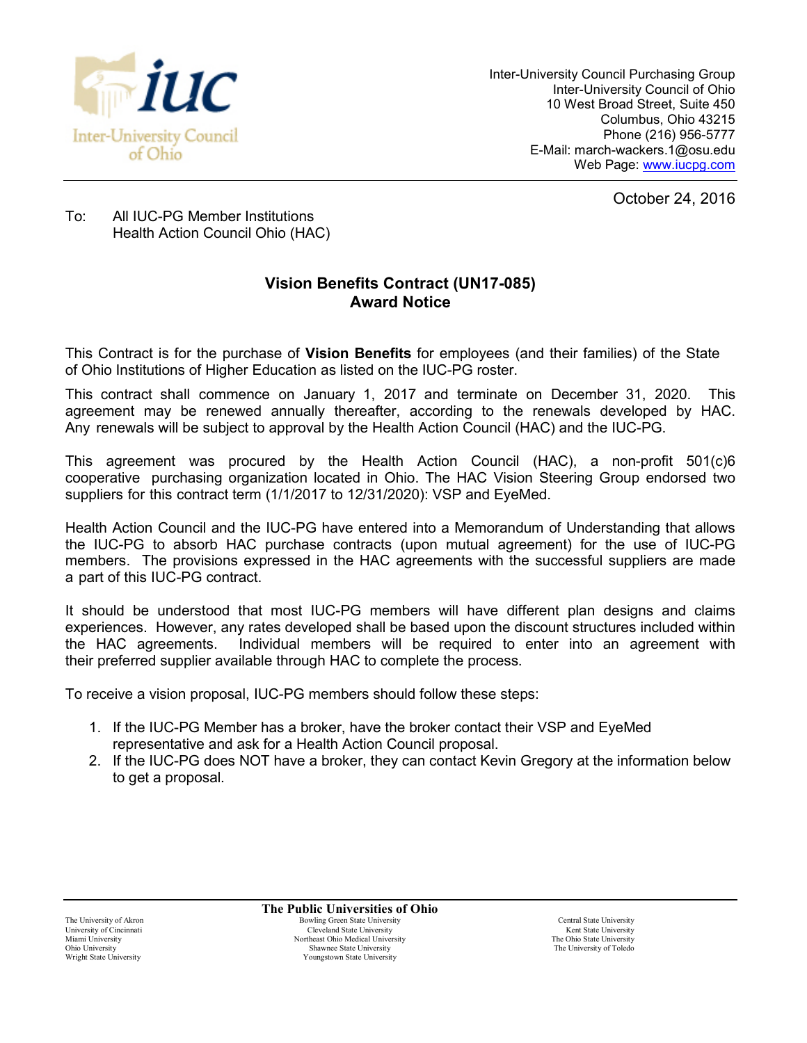Inter-University Council of Ohio

Inter-University Council Purchasing Group
Inter-University Council of Ohio
10 West Broad Street, Suite 450
Columbus, Ohio 43215
Phone (216) 956-5777
E-Mail: march-wackers.1@osu.edu
Web Page: www.iucpg.com

October 24, 2016

To: All IUC-PG Member Institutions
Health Action Council Ohio (HAC)

## Vision Benefits Contract (UN17-085)
## Award Notice

This Contract is for the purchase of **Vision Benefits** for employees (and their families) of the State of Ohio Institutions of Higher Education as listed on the IUC-PG roster.

This contract shall commence on January 1, 2017 and terminate on December 31, 2020. This agreement may be renewed annually thereafter, according to the renewals developed by HAC. Any renewals will be subject to approval by the Health Action Council (HAC) and the IUC-PG.

This agreement was procured by the Health Action Council (HAC), a non-profit 501(c)6 cooperative purchasing organization located in Ohio. The HAC Vision Steering Group endorsed two suppliers for this contract term (1/1/2017 to 12/31/2020): VSP and EyeMed.

Health Action Council and the IUC-PG have entered into a Memorandum of Understanding that allows the IUC-PG to absorb HAC purchase contracts (upon mutual agreement) for the use of IUC-PG members. The provisions expressed in the HAC agreements with the successful suppliers are made a part of this IUC-PG contract.

It should be understood that most IUC-PG members will have different plan designs and claims experiences. However, any rates developed shall be based upon the discount structures included within the HAC agreements. Individual members will be required to enter into an agreement with their preferred supplier available through HAC to complete the process.

To receive a vision proposal, IUC-PG members should follow these steps:

1. If the IUC-PG Member has a broker, have the broker contact their VSP and EyeMed representative and ask for a Health Action Council proposal.
2. If the IUC-PG does NOT have a broker, they can contact Kevin Gregory at the information below to get a proposal.

**The Public Universities of Ohio**

The University of Akron
University of Cincinnati
Miami University
Ohio University
Wright State University

Bowling Green State University
Cleveland State University
Northeast Ohio Medical University
Shawnee State University
Youngstown State University

Central State University
Kent State University
The Ohio State University
The University of Toledo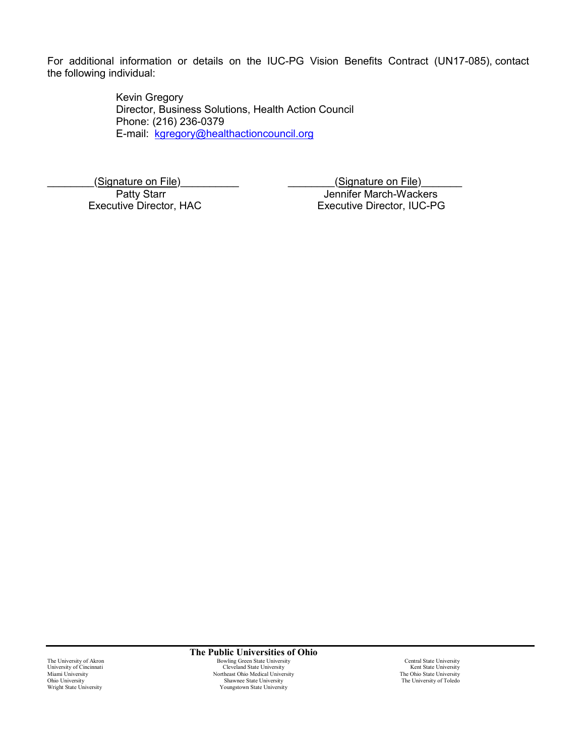For additional information or details on the IUC-PG Vision Benefits Contract (UN17-085), contact the following individual:

Kevin Gregory
Director, Business Solutions, Health Action Council
Phone: (216) 236-0379
E-mail: kgregory@healthactioncouncil.org

________(Signature on File)__________
Patty Starr
Executive Director, HAC

________(Signature on File)_______
Jennifer March-Wackers
Executive Director, IUC-PG

**The Public Universities of Ohio**

The University of Akron
University of Cincinnati
Miami University
Ohio University
Wright State University

Bowling Green State University
Cleveland State University
Northeast Ohio Medical University
Shawnee State University
Youngstown State University

Central State University
Kent State University
The Ohio State University
The University of Toledo